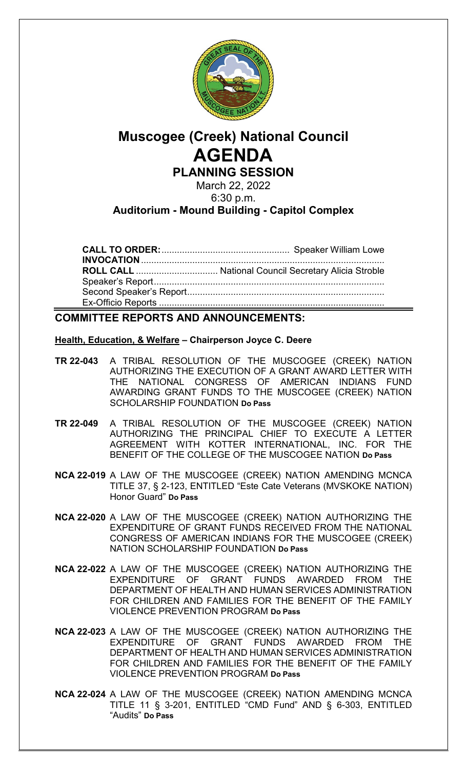# Muscogee (Creek) National Council

# AGENDA

## PLANNING SESSION

March 22, 2022

6:30 p.m.

**Auditorium - Mound Building - Capitol Complex**

**CALL TO ORDER:** .................................................. Speaker William Lowe

**INVOCATION** .............................................................................................

**ROLL CALL** ................................ National Council Secretary Alicia Stroble

Speaker's Report.........................................................................................

Second Speaker's Report............................................................................

Ex-Officio Reports .......................................................................................

## COMMITTEE REPORTS AND ANNOUNCEMENTS:

**Health, Education, & Welfare – Chairperson Joyce C. Deere**

**TR 22-043** A TRIBAL RESOLUTION OF THE MUSCOGEE (CREEK) NATION AUTHORIZING THE EXECUTION OF A GRANT AWARD LETTER WITH THE NATIONAL CONGRESS OF AMERICAN INDIANS FUND AWARDING GRANT FUNDS TO THE MUSCOGEE (CREEK) NATION SCHOLARSHIP FOUNDATION **Do Pass**

**TR 22-049** A TRIBAL RESOLUTION OF THE MUSCOGEE (CREEK) NATION AUTHORIZING THE PRINCIPAL CHIEF TO EXECUTE A LETTER AGREEMENT WITH KOTTER INTERNATIONAL, INC. FOR THE BENEFIT OF THE COLLEGE OF THE MUSCOGEE NATION **Do Pass**

**NCA 22-019** A LAW OF THE MUSCOGEE (CREEK) NATION AMENDING MCNCA TITLE 37, § 2-123, ENTITLED "Este Cate Veterans (MVSKOKE NATION) Honor Guard" **Do Pass**

**NCA 22-020** A LAW OF THE MUSCOGEE (CREEK) NATION AUTHORIZING THE EXPENDITURE OF GRANT FUNDS RECEIVED FROM THE NATIONAL CONGRESS OF AMERICAN INDIANS FOR THE MUSCOGEE (CREEK) NATION SCHOLARSHIP FOUNDATION **Do Pass**

**NCA 22-022** A LAW OF THE MUSCOGEE (CREEK) NATION AUTHORIZING THE EXPENDITURE OF GRANT FUNDS AWARDED FROM THE DEPARTMENT OF HEALTH AND HUMAN SERVICES ADMINISTRATION FOR CHILDREN AND FAMILIES FOR THE BENEFIT OF THE FAMILY VIOLENCE PREVENTION PROGRAM **Do Pass**

**NCA 22-023** A LAW OF THE MUSCOGEE (CREEK) NATION AUTHORIZING THE EXPENDITURE OF GRANT FUNDS AWARDED FROM THE DEPARTMENT OF HEALTH AND HUMAN SERVICES ADMINISTRATION FOR CHILDREN AND FAMILIES FOR THE BENEFIT OF THE FAMILY VIOLENCE PREVENTION PROGRAM **Do Pass**

**NCA 22-024** A LAW OF THE MUSCOGEE (CREEK) NATION AMENDING MCNCA TITLE 11 § 3-201, ENTITLED "CMD Fund" AND § 6-303, ENTITLED "Audits" **Do Pass**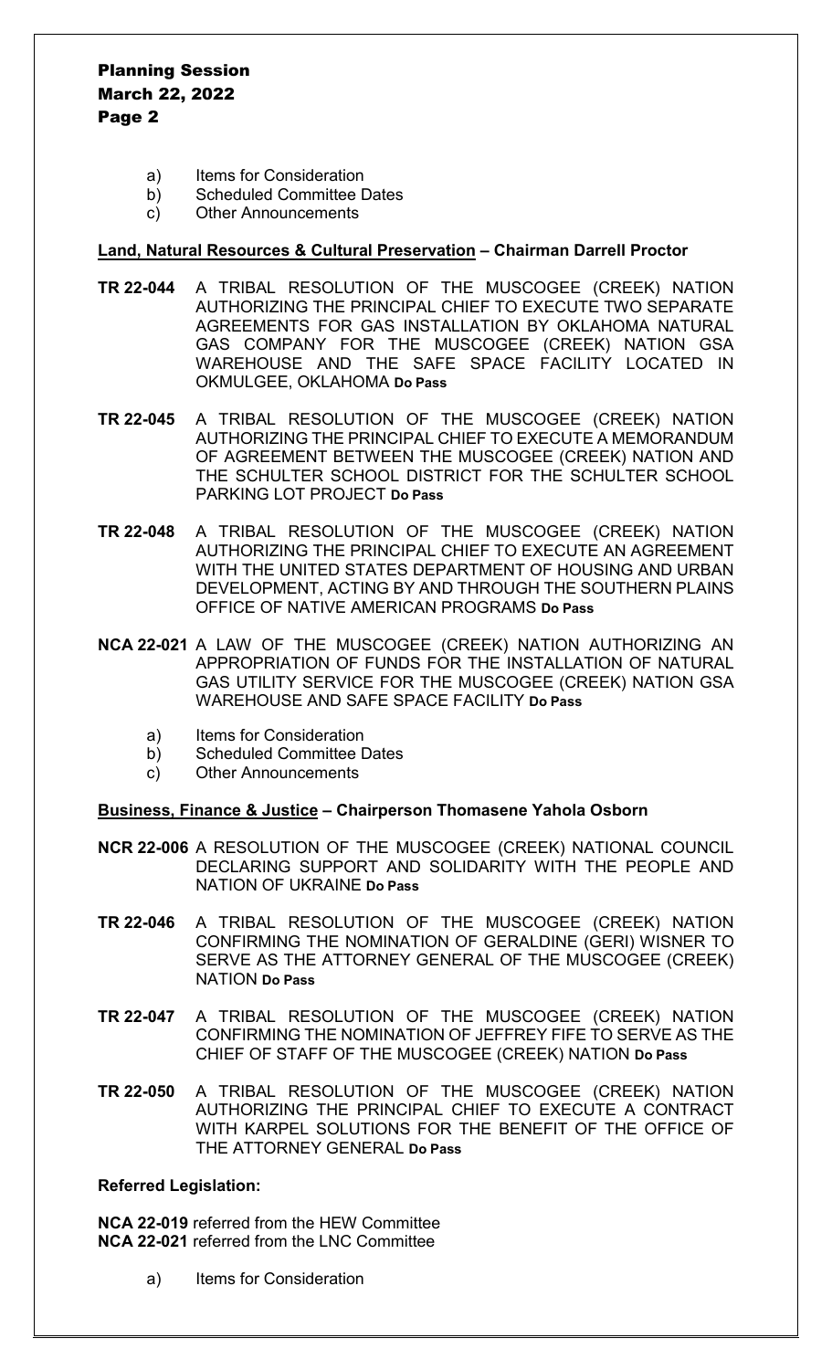a) Items for Consideration
b) Scheduled Committee Dates
c) Other Announcements

**Land, Natural Resources & Cultural Preservation – Chairman Darrell Proctor**

**TR 22-044** A TRIBAL RESOLUTION OF THE MUSCOGEE (CREEK) NATION AUTHORIZING THE PRINCIPAL CHIEF TO EXECUTE TWO SEPARATE AGREEMENTS FOR GAS INSTALLATION BY OKLAHOMA NATURAL GAS COMPANY FOR THE MUSCOGEE (CREEK) NATION GSA WAREHOUSE AND THE SAFE SPACE FACILITY LOCATED IN OKMULGEE, OKLAHOMA **Do Pass**

**TR 22-045** A TRIBAL RESOLUTION OF THE MUSCOGEE (CREEK) NATION AUTHORIZING THE PRINCIPAL CHIEF TO EXECUTE A MEMORANDUM OF AGREEMENT BETWEEN THE MUSCOGEE (CREEK) NATION AND THE SCHULTER SCHOOL DISTRICT FOR THE SCHULTER SCHOOL PARKING LOT PROJECT **Do Pass**

**TR 22-048** A TRIBAL RESOLUTION OF THE MUSCOGEE (CREEK) NATION AUTHORIZING THE PRINCIPAL CHIEF TO EXECUTE AN AGREEMENT WITH THE UNITED STATES DEPARTMENT OF HOUSING AND URBAN DEVELOPMENT, ACTING BY AND THROUGH THE SOUTHERN PLAINS OFFICE OF NATIVE AMERICAN PROGRAMS **Do Pass**

**NCA 22-021** A LAW OF THE MUSCOGEE (CREEK) NATION AUTHORIZING AN APPROPRIATION OF FUNDS FOR THE INSTALLATION OF NATURAL GAS UTILITY SERVICE FOR THE MUSCOGEE (CREEK) NATION GSA WAREHOUSE AND SAFE SPACE FACILITY **Do Pass**

a) Items for Consideration
b) Scheduled Committee Dates
c) Other Announcements

**Business, Finance & Justice – Chairperson Thomasene Yahola Osborn**

**NCR 22-006** A RESOLUTION OF THE MUSCOGEE (CREEK) NATIONAL COUNCIL DECLARING SUPPORT AND SOLIDARITY WITH THE PEOPLE AND NATION OF UKRAINE **Do Pass**

**TR 22-046** A TRIBAL RESOLUTION OF THE MUSCOGEE (CREEK) NATION CONFIRMING THE NOMINATION OF GERALDINE (GERI) WISNER TO SERVE AS THE ATTORNEY GENERAL OF THE MUSCOGEE (CREEK) NATION **Do Pass**

**TR 22-047** A TRIBAL RESOLUTION OF THE MUSCOGEE (CREEK) NATION CONFIRMING THE NOMINATION OF JEFFREY FIFE TO SERVE AS THE CHIEF OF STAFF OF THE MUSCOGEE (CREEK) NATION **Do Pass**

**TR 22-050** A TRIBAL RESOLUTION OF THE MUSCOGEE (CREEK) NATION AUTHORIZING THE PRINCIPAL CHIEF TO EXECUTE A CONTRACT WITH KARPEL SOLUTIONS FOR THE BENEFIT OF THE OFFICE OF THE ATTORNEY GENERAL **Do Pass**

**Referred Legislation:**

**NCA 22-019** referred from the HEW Committee
**NCA 22-021** referred from the LNC Committee

a) Items for Consideration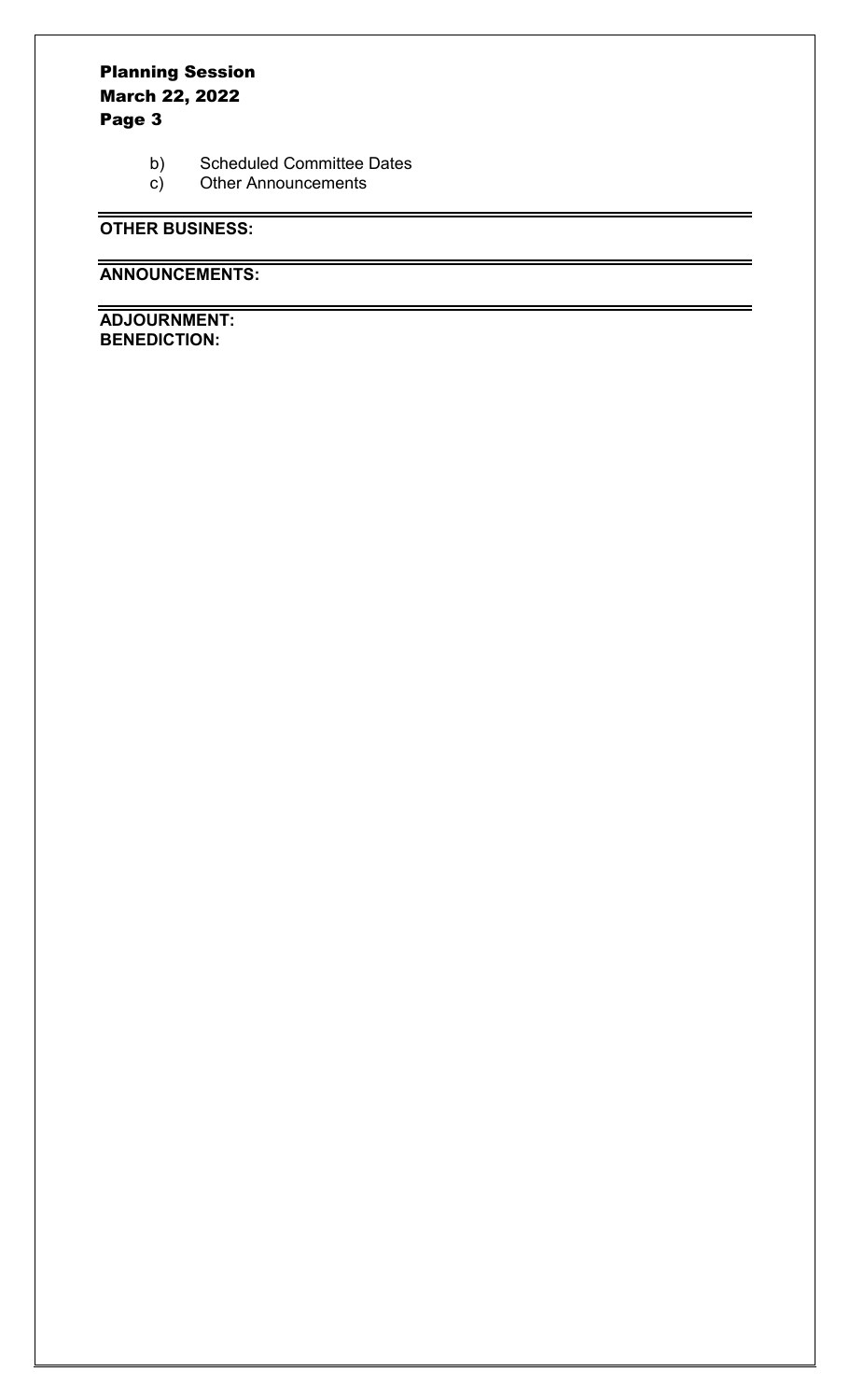b) Scheduled Committee Dates
c) Other Announcements

**OTHER BUSINESS:**

**ANNOUNCEMENTS:**

**ADJOURNMENT:**
**BENEDICTION:**